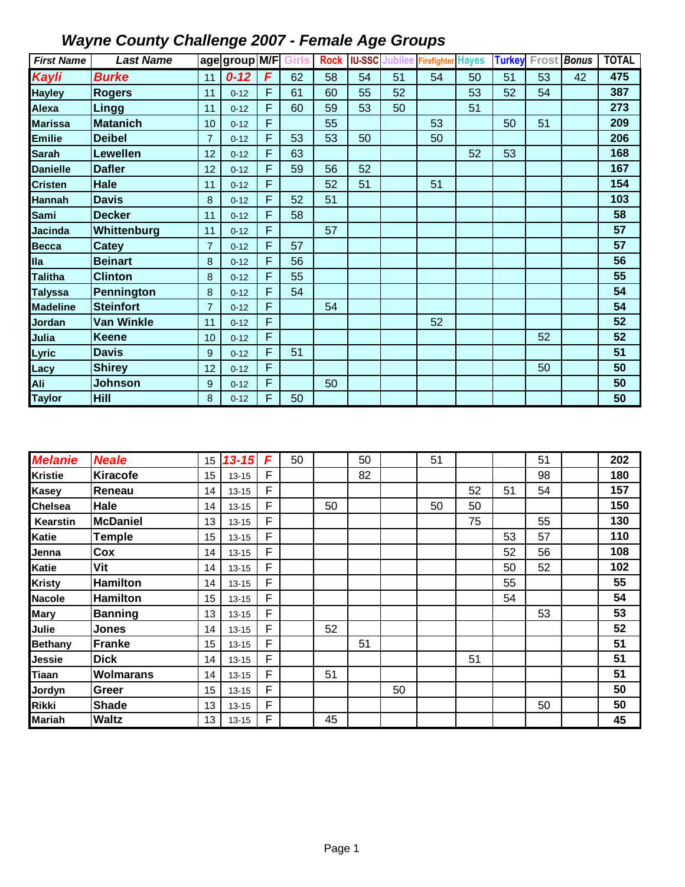# Wayne County Challenge 2007 - Female Age Groups

| First Name | Last Name | age | group | M/F | Girls | Rock | IU-SSC | Jubilee | Firefighter | Hayes | Turkey | Frost | Bonus | TOTAL |
|---|---|---|---|---|---|---|---|---|---|---|---|---|---|---|
| Kayli | Burke | 11 | 0-12 | F | 62 | 58 | 54 | 51 | 54 | 50 | 51 | 53 | 42 | 475 |
| Hayley | Rogers | 11 | 0-12 | F | 61 | 60 | 55 | 52 | | 53 | 52 | 54 | | 387 |
| Alexa | Lingg | 11 | 0-12 | F | 60 | 59 | 53 | 50 | | 51 | | | | 273 |
| Marissa | Matanich | 10 | 0-12 | F | | 55 | | | 53 | | 50 | 51 | | 209 |
| Emilie | Deibel | 7 | 0-12 | F | 53 | 53 | 50 | | 50 | | | | | 206 |
| Sarah | Lewellen | 12 | 0-12 | F | 63 | | | | | 52 | 53 | | | 168 |
| Danielle | Dafler | 12 | 0-12 | F | 59 | 56 | 52 | | | | | | | 167 |
| Cristen | Hale | 11 | 0-12 | F | | 52 | 51 | | 51 | | | | | 154 |
| Hannah | Davis | 8 | 0-12 | F | 52 | 51 | | | | | | | | 103 |
| Sami | Decker | 11 | 0-12 | F | 58 | | | | | | | | | 58 |
| Jacinda | Whittenburg | 11 | 0-12 | F | | 57 | | | | | | | | 57 |
| Becca | Catey | 7 | 0-12 | F | 57 | | | | | | | | | 57 |
| Ila | Beinart | 8 | 0-12 | F | 56 | | | | | | | | | 56 |
| Talitha | Clinton | 8 | 0-12 | F | 55 | | | | | | | | | 55 |
| Talyssa | Pennington | 8 | 0-12 | F | 54 | | | | | | | | | 54 |
| Madeline | Steinfort | 7 | 0-12 | F | | 54 | | | | | | | | 54 |
| Jordan | Van Winkle | 11 | 0-12 | F | | | | | 52 | | | | | 52 |
| Julia | Keene | 10 | 0-12 | F | | | | | | | | 52 | | 52 |
| Lyric | Davis | 9 | 0-12 | F | 51 | | | | | | | | | 51 |
| Lacy | Shirey | 12 | 0-12 | F | | | | | | | | 50 | | 50 |
| Ali | Johnson | 9 | 0-12 | F | | 50 | | | | | | | | 50 |
| Taylor | Hill | 8 | 0-12 | F | 50 | | | | | | | | | 50 |

| First Name | Last Name | age | group | M/F | Girls | Rock | IU-SSC | Jubilee | Firefighter | Hayes | Turkey | Frost | Bonus | TOTAL |
|---|---|---|---|---|---|---|---|---|---|---|---|---|---|---|
| Melanie | Neale | 15 | 13-15 | F | 50 | | 50 | | 51 | | | 51 | | 202 |
| Kristie | Kiracofe | 15 | 13-15 | F | | | 82 | | | | | 98 | | 180 |
| Kasey | Reneau | 14 | 13-15 | F | | | | | | 52 | 51 | 54 | | 157 |
| Chelsea | Hale | 14 | 13-15 | F | | 50 | | | 50 | 50 | | | | 150 |
| Kearstin | McDaniel | 13 | 13-15 | F | | | | | | 75 | | 55 | | 130 |
| Katie | Temple | 15 | 13-15 | F | | | | | | | 53 | 57 | | 110 |
| Jenna | Cox | 14 | 13-15 | F | | | | | | | 52 | 56 | | 108 |
| Katie | Vit | 14 | 13-15 | F | | | | | | | 50 | 52 | | 102 |
| Kristy | Hamilton | 14 | 13-15 | F | | | | | | | 55 | | | 55 |
| Nacole | Hamilton | 15 | 13-15 | F | | | | | | | 54 | | | 54 |
| Mary | Banning | 13 | 13-15 | F | | | | | | | | 53 | | 53 |
| Julie | Jones | 14 | 13-15 | F | | 52 | | | | | | | | 52 |
| Bethany | Franke | 15 | 13-15 | F | | | 51 | | | | | | | 51 |
| Jessie | Dick | 14 | 13-15 | F | | | | | | 51 | | | | 51 |
| Tiaan | Wolmarans | 14 | 13-15 | F | | 51 | | | | | | | | 51 |
| Jordyn | Greer | 15 | 13-15 | F | | | | 50 | | | | | | 50 |
| Rikki | Shade | 13 | 13-15 | F | | | | | | | | 50 | | 50 |
| Mariah | Waltz | 13 | 13-15 | F | | 45 | | | | | | | | 45 |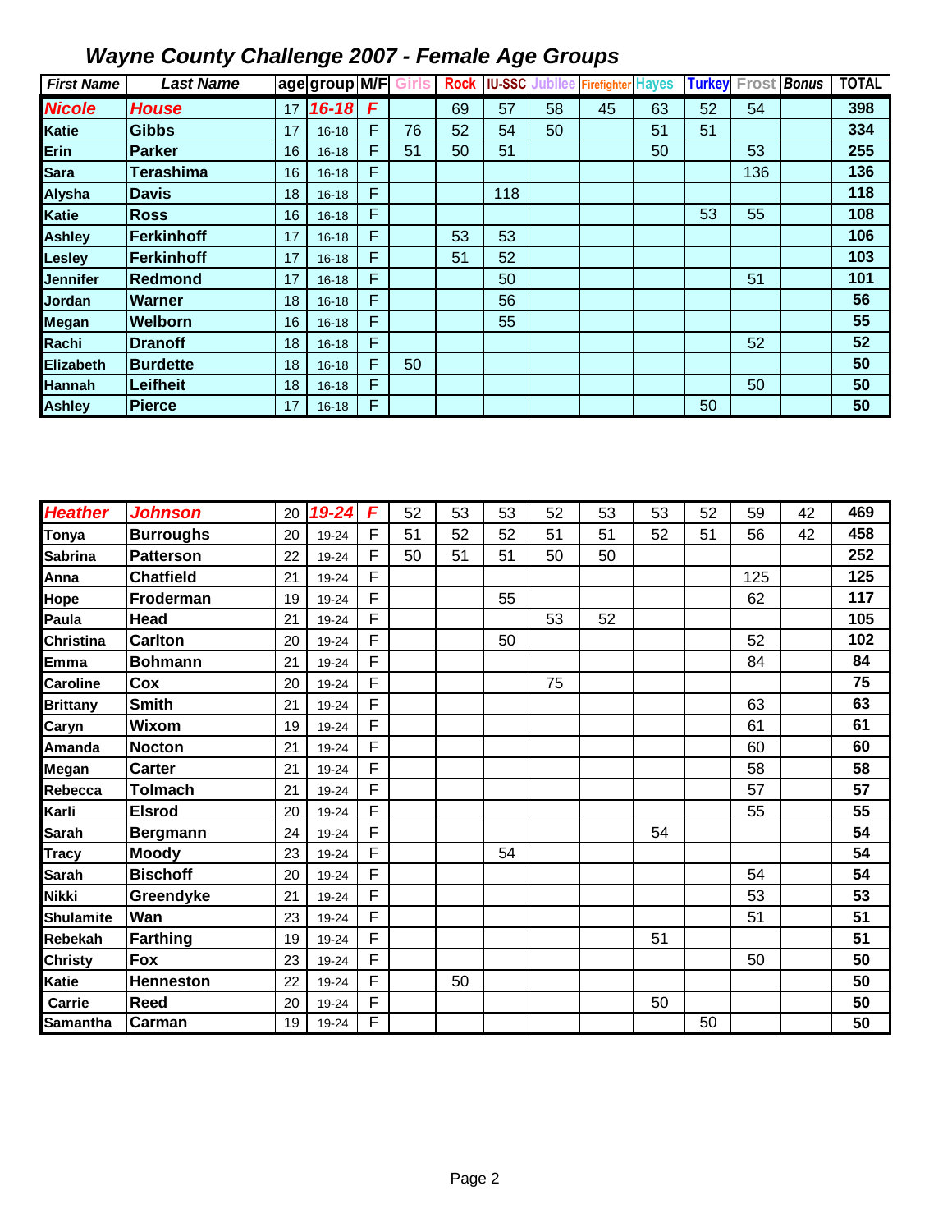## *Wayne County Challenge 2007 - Female Age Groups*

| *First Name* | *Last Name* | age | group | M/F | Girls | Rock | IU-SSC | Jubilee | Firefighter | Hayes | Turkey | Frost | *Bonus* | TOTAL |
|---|---|---|---|---|---|---|---|---|---|---|---|---|---|---|
| ***Nicole*** | ***House*** | 17 | ***16-18*** | ***F*** | | 69 | 57 | 58 | 45 | 63 | 52 | 54 | | **398** |
| **Katie** | **Gibbs** | 17 | 16-18 | F | 76 | 52 | 54 | 50 | | 51 | 51 | | | **334** |
| **Erin** | **Parker** | 16 | 16-18 | F | 51 | 50 | 51 | | | 50 | | 53 | | **255** |
| **Sara** | **Terashima** | 16 | 16-18 | F | | | | | | | | 136 | | **136** |
| **Alysha** | **Davis** | 18 | 16-18 | F | | | 118 | | | | | | | **118** |
| **Katie** | **Ross** | 16 | 16-18 | F | | | | | | | 53 | 55 | | **108** |
| **Ashley** | **Ferkinhoff** | 17 | 16-18 | F | | 53 | 53 | | | | | | | **106** |
| **Lesley** | **Ferkinhoff** | 17 | 16-18 | F | | 51 | 52 | | | | | | | **103** |
| **Jennifer** | **Redmond** | 17 | 16-18 | F | | | 50 | | | | | 51 | | **101** |
| **Jordan** | **Warner** | 18 | 16-18 | F | | | 56 | | | | | | | **56** |
| **Megan** | **Welborn** | 16 | 16-18 | F | | | 55 | | | | | | | **55** |
| **Rachi** | **Dranoff** | 18 | 16-18 | F | | | | | | | | 52 | | **52** |
| **Elizabeth** | **Burdette** | 18 | 16-18 | F | 50 | | | | | | | | | **50** |
| **Hannah** | **Leifheit** | 18 | 16-18 | F | | | | | | | | 50 | | **50** |
| **Ashley** | **Pierce** | 17 | 16-18 | F | | | | | | | 50 | | | **50** |

| *First Name* | *Last Name* | age | group | M/F | Girls | Rock | IU-SSC | Jubilee | Firefighter | Hayes | Turkey | Frost | *Bonus* | TOTAL |
|---|---|---|---|---|---|---|---|---|---|---|---|---|---|---|
| ***Heather*** | ***Johnson*** | 20 | ***19-24*** | ***F*** | 52 | 53 | 53 | 52 | 53 | 53 | 52 | 59 | 42 | **469** |
| **Tonya** | **Burroughs** | 20 | 19-24 | F | 51 | 52 | 52 | 51 | 51 | 52 | 51 | 56 | 42 | **458** |
| **Sabrina** | **Patterson** | 22 | 19-24 | F | 50 | 51 | 51 | 50 | 50 | | | | | **252** |
| **Anna** | **Chatfield** | 21 | 19-24 | F | | | | | | | | 125 | | **125** |
| **Hope** | **Froderman** | 19 | 19-24 | F | | | 55 | | | | | 62 | | **117** |
| **Paula** | **Head** | 21 | 19-24 | F | | | | 53 | 52 | | | | | **105** |
| **Christina** | **Carlton** | 20 | 19-24 | F | | | 50 | | | | | 52 | | **102** |
| **Emma** | **Bohmann** | 21 | 19-24 | F | | | | | | | | 84 | | **84** |
| **Caroline** | **Cox** | 20 | 19-24 | F | | | | 75 | | | | | | **75** |
| **Brittany** | **Smith** | 21 | 19-24 | F | | | | | | | | 63 | | **63** |
| **Caryn** | **Wixom** | 19 | 19-24 | F | | | | | | | | 61 | | **61** |
| **Amanda** | **Nocton** | 21 | 19-24 | F | | | | | | | | 60 | | **60** |
| **Megan** | **Carter** | 21 | 19-24 | F | | | | | | | | 58 | | **58** |
| **Rebecca** | **Tolmach** | 21 | 19-24 | F | | | | | | | | 57 | | **57** |
| **Karli** | **Elsrod** | 20 | 19-24 | F | | | | | | | | 55 | | **55** |
| **Sarah** | **Bergmann** | 24 | 19-24 | F | | | | | | 54 | | | | **54** |
| **Tracy** | **Moody** | 23 | 19-24 | F | | | 54 | | | | | | | **54** |
| **Sarah** | **Bischoff** | 20 | 19-24 | F | | | | | | | | 54 | | **54** |
| **Nikki** | **Greendyke** | 21 | 19-24 | F | | | | | | | | 53 | | **53** |
| **Shulamite** | **Wan** | 23 | 19-24 | F | | | | | | | | 51 | | **51** |
| **Rebekah** | **Farthing** | 19 | 19-24 | F | | | | | | 51 | | | | **51** |
| **Christy** | **Fox** | 23 | 19-24 | F | | | | | | | | 50 | | **50** |
| **Katie** | **Henneston** | 22 | 19-24 | F | | 50 | | | | | | | | **50** |
| **Carrie** | **Reed** | 20 | 19-24 | F | | | | | | 50 | | | | **50** |
| **Samantha** | **Carman** | 19 | 19-24 | F | | | | | | | 50 | | | **50** |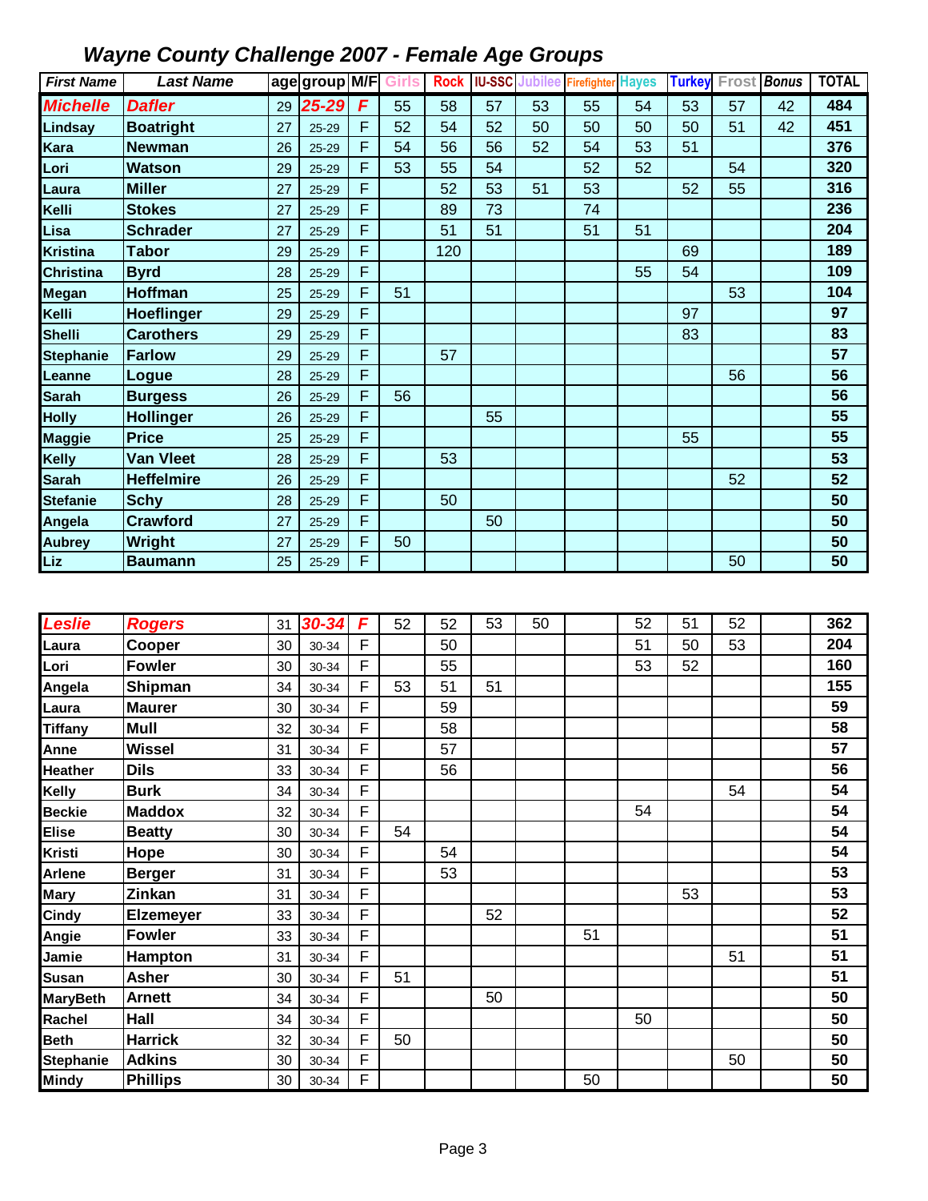## *Wayne County Challenge 2007 - Female Age Groups*

| First Name | Last Name | age | group | M/F | Girls | Rock | IU-SSC | Jubilee | Firefighter | Hayes | Turkey | Frost | Bonus | TOTAL |
|---|---|---|---|---|---|---|---|---|---|---|---|---|---|---|
| **Michelle** | **Dafler** | 29 | **25-29** | **F** | 55 | 58 | 57 | 53 | 55 | 54 | 53 | 57 | 42 | **484** |
| Lindsay | Boatright | 27 | 25-29 | F | 52 | 54 | 52 | 50 | 50 | 50 | 50 | 51 | 42 | **451** |
| Kara | Newman | 26 | 25-29 | F | 54 | 56 | 56 | 52 | 54 | 53 | 51 | | | **376** |
| Lori | Watson | 29 | 25-29 | F | 53 | 55 | 54 | | 52 | 52 | | 54 | | **320** |
| Laura | Miller | 27 | 25-29 | F | | 52 | 53 | 51 | 53 | | 52 | 55 | | **316** |
| Kelli | Stokes | 27 | 25-29 | F | | 89 | 73 | | 74 | | | | | **236** |
| Lisa | Schrader | 27 | 25-29 | F | | 51 | 51 | | 51 | 51 | | | | **204** |
| Kristina | Tabor | 29 | 25-29 | F | | 120 | | | | | 69 | | | **189** |
| Christina | Byrd | 28 | 25-29 | F | | | | | | 55 | 54 | | | **109** |
| Megan | Hoffman | 25 | 25-29 | F | 51 | | | | | | | 53 | | **104** |
| Kelli | Hoeflinger | 29 | 25-29 | F | | | | | | | 97 | | | **97** |
| Shelli | Carothers | 29 | 25-29 | F | | | | | | | 83 | | | **83** |
| Stephanie | Farlow | 29 | 25-29 | F | | 57 | | | | | | | | **57** |
| Leanne | Logue | 28 | 25-29 | F | | | | | | | | 56 | | **56** |
| Sarah | Burgess | 26 | 25-29 | F | 56 | | | | | | | | | **56** |
| Holly | Hollinger | 26 | 25-29 | F | | | 55 | | | | | | | **55** |
| Maggie | Price | 25 | 25-29 | F | | | | | | | 55 | | | **55** |
| Kelly | Van Vleet | 28 | 25-29 | F | | 53 | | | | | | | | **53** |
| Sarah | Heffelmire | 26 | 25-29 | F | | | | | | | | 52 | | **52** |
| Stefanie | Schy | 28 | 25-29 | F | | 50 | | | | | | | | **50** |
| Angela | Crawford | 27 | 25-29 | F | | | 50 | | | | | | | **50** |
| Aubrey | Wright | 27 | 25-29 | F | 50 | | | | | | | | | **50** |
| Liz | Baumann | 25 | 25-29 | F | | | | | | | | 50 | | **50** |

| First Name | Last Name | age | group | M/F | Girls | Rock | IU-SSC | Jubilee | Firefighter | Hayes | Turkey | Frost | Bonus | TOTAL |
|---|---|---|---|---|---|---|---|---|---|---|---|---|---|---|
| **Leslie** | **Rogers** | 31 | **30-34** | **F** | 52 | 52 | 53 | 50 | | 52 | 51 | 52 | | **362** |
| Laura | Cooper | 30 | 30-34 | F | | 50 | | | | 51 | 50 | 53 | | **204** |
| Lori | Fowler | 30 | 30-34 | F | | 55 | | | | 53 | 52 | | | **160** |
| Angela | Shipman | 34 | 30-34 | F | 53 | 51 | 51 | | | | | | | **155** |
| Laura | Maurer | 30 | 30-34 | F | | 59 | | | | | | | | **59** |
| Tiffany | Mull | 32 | 30-34 | F | | 58 | | | | | | | | **58** |
| Anne | Wissel | 31 | 30-34 | F | | 57 | | | | | | | | **57** |
| Heather | Dils | 33 | 30-34 | F | | 56 | | | | | | | | **56** |
| Kelly | Burk | 34 | 30-34 | F | | | | | | | | 54 | | **54** |
| Beckie | Maddox | 32 | 30-34 | F | | | | | | 54 | | | | **54** |
| Elise | Beatty | 30 | 30-34 | F | 54 | | | | | | | | | **54** |
| Kristi | Hope | 30 | 30-34 | F | | 54 | | | | | | | | **54** |
| Arlene | Berger | 31 | 30-34 | F | | 53 | | | | | | | | **53** |
| Mary | Zinkan | 31 | 30-34 | F | | | | | | | 53 | | | **53** |
| Cindy | Elzemeyer | 33 | 30-34 | F | | | 52 | | | | | | | **52** |
| Angie | Fowler | 33 | 30-34 | F | | | | | 51 | | | | | **51** |
| Jamie | Hampton | 31 | 30-34 | F | | | | | | | | 51 | | **51** |
| Susan | Asher | 30 | 30-34 | F | 51 | | | | | | | | | **51** |
| MaryBeth | Arnett | 34 | 30-34 | F | | | 50 | | | | | | | **50** |
| Rachel | Hall | 34 | 30-34 | F | | | | | | 50 | | | | **50** |
| Beth | Harrick | 32 | 30-34 | F | 50 | | | | | | | | | **50** |
| Stephanie | Adkins | 30 | 30-34 | F | | | | | | | | 50 | | **50** |
| Mindy | Phillips | 30 | 30-34 | F | | | | | 50 | | | | | **50** |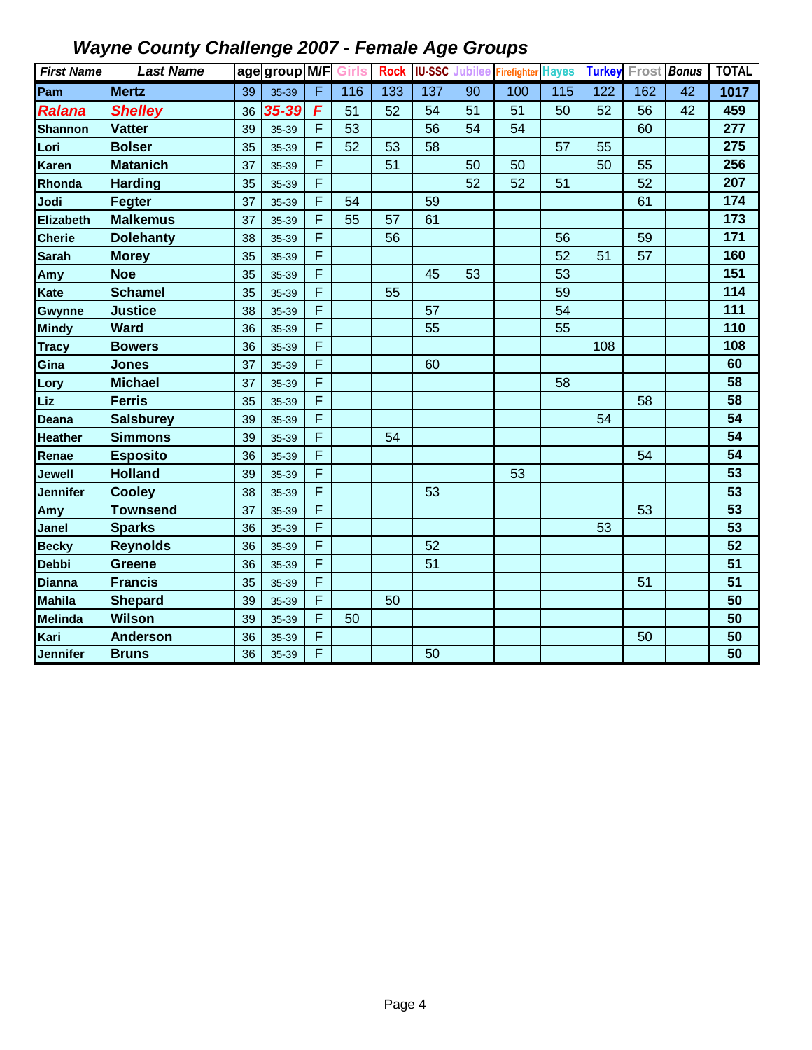# *Wayne County Challenge 2007 - Female Age Groups*

| *First Name* | *Last Name* | age | group | M/F | Girls | Rock | IU-SSC | Jubilee | Firefighter | Hayes | Turkey | Frost | *Bonus* | TOTAL |
|---|---|---|---|---|---|---|---|---|---|---|---|---|---|---|
| **Pam** | **Mertz** | 39 | 35-39 | F | 116 | 133 | 137 | 90 | 100 | 115 | 122 | 162 | 42 | **1017** |
| ***Ralana*** | ***Shelley*** | 36 | ***35-39*** | ***F*** | 51 | 52 | 54 | 51 | 51 | 50 | 52 | 56 | 42 | **459** |
| **Shannon** | **Vatter** | 39 | 35-39 | F | 53 | | 56 | 54 | 54 | | | 60 | | **277** |
| **Lori** | **Bolser** | 35 | 35-39 | F | 52 | 53 | 58 | | | 57 | 55 | | | **275** |
| **Karen** | **Matanich** | 37 | 35-39 | F | | 51 | | 50 | 50 | | 50 | 55 | | **256** |
| **Rhonda** | **Harding** | 35 | 35-39 | F | | | | 52 | 52 | 51 | | 52 | | **207** |
| **Jodi** | **Fegter** | 37 | 35-39 | F | 54 | | 59 | | | | | 61 | | **174** |
| **Elizabeth** | **Malkemus** | 37 | 35-39 | F | 55 | 57 | 61 | | | | | | | **173** |
| **Cherie** | **Dolehanty** | 38 | 35-39 | F | | 56 | | | | 56 | | 59 | | **171** |
| **Sarah** | **Morey** | 35 | 35-39 | F | | | | | | 52 | 51 | 57 | | **160** |
| **Amy** | **Noe** | 35 | 35-39 | F | | | 45 | 53 | | 53 | | | | **151** |
| **Kate** | **Schamel** | 35 | 35-39 | F | | 55 | | | | 59 | | | | **114** |
| **Gwynne** | **Justice** | 38 | 35-39 | F | | | 57 | | | 54 | | | | **111** |
| **Mindy** | **Ward** | 36 | 35-39 | F | | | 55 | | | 55 | | | | **110** |
| **Tracy** | **Bowers** | 36 | 35-39 | F | | | | | | | 108 | | | **108** |
| **Gina** | **Jones** | 37 | 35-39 | F | | | 60 | | | | | | | **60** |
| **Lory** | **Michael** | 37 | 35-39 | F | | | | | | 58 | | | | **58** |
| **Liz** | **Ferris** | 35 | 35-39 | F | | | | | | | | 58 | | **58** |
| **Deana** | **Salsburey** | 39 | 35-39 | F | | | | | | | 54 | | | **54** |
| **Heather** | **Simmons** | 39 | 35-39 | F | | 54 | | | | | | | | **54** |
| **Renae** | **Esposito** | 36 | 35-39 | F | | | | | | | | 54 | | **54** |
| **Jewell** | **Holland** | 39 | 35-39 | F | | | | | 53 | | | | | **53** |
| **Jennifer** | **Cooley** | 38 | 35-39 | F | | | 53 | | | | | | | **53** |
| **Amy** | **Townsend** | 37 | 35-39 | F | | | | | | | | 53 | | **53** |
| **Janel** | **Sparks** | 36 | 35-39 | F | | | | | | | 53 | | | **53** |
| **Becky** | **Reynolds** | 36 | 35-39 | F | | | 52 | | | | | | | **52** |
| **Debbi** | **Greene** | 36 | 35-39 | F | | | 51 | | | | | | | **51** |
| **Dianna** | **Francis** | 35 | 35-39 | F | | | | | | | | 51 | | **51** |
| **Mahila** | **Shepard** | 39 | 35-39 | F | | 50 | | | | | | | | **50** |
| **Melinda** | **Wilson** | 39 | 35-39 | F | 50 | | | | | | | | | **50** |
| **Kari** | **Anderson** | 36 | 35-39 | F | | | | | | | | 50 | | **50** |
| **Jennifer** | **Bruns** | 36 | 35-39 | F | | | 50 | | | | | | | **50** |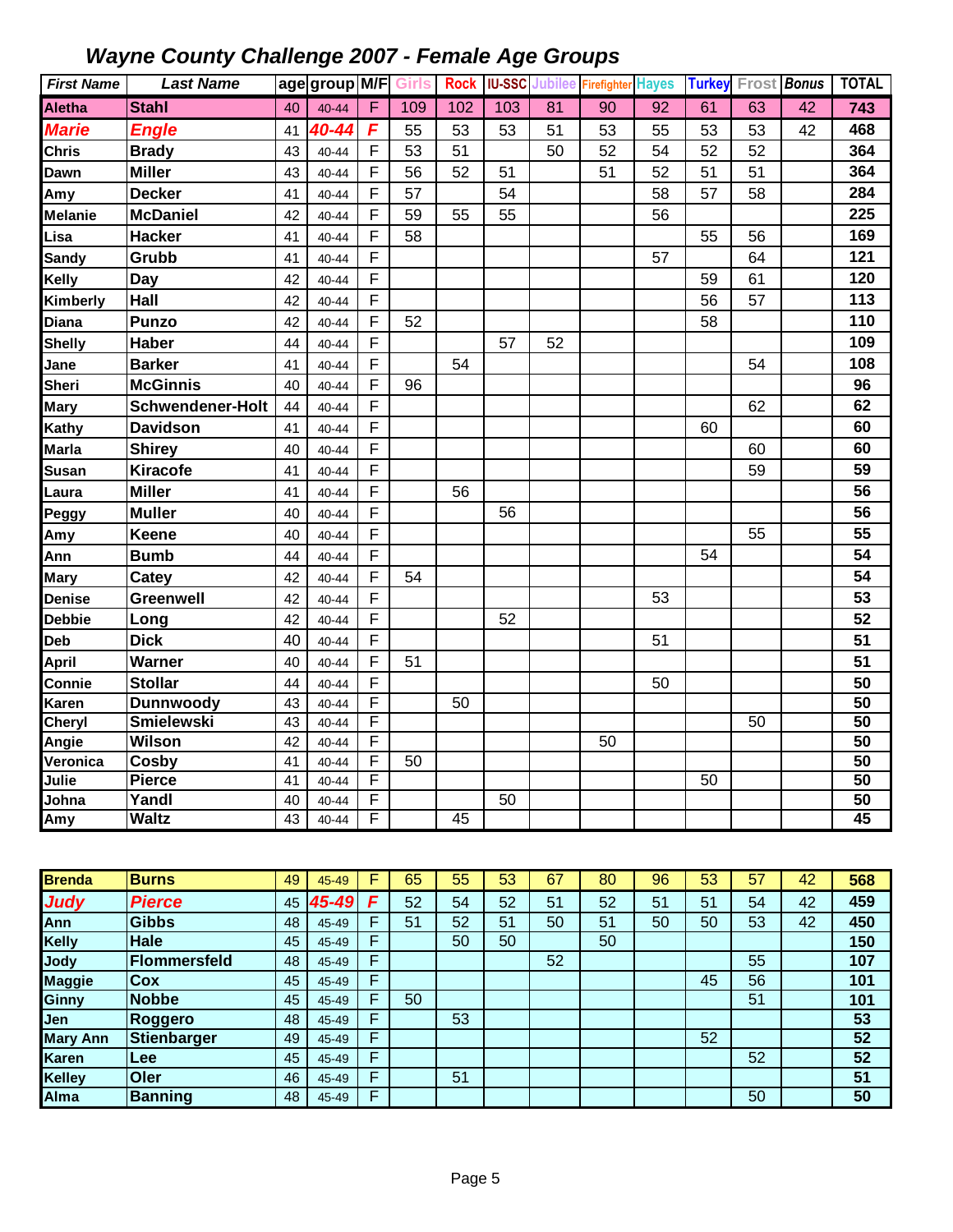## *Wayne County Challenge 2007 - Female Age Groups*

| First Name | Last Name | age | group | M/F | Girls | Rock | IU-SSC | Jubilee | Firefighter | Hayes | Turkey | Frost | Bonus | TOTAL |
|---|---|---|---|---|---|---|---|---|---|---|---|---|---|---|
| Aletha | Stahl | 40 | 40-44 | F | 109 | 102 | 103 | 81 | 90 | 92 | 61 | 63 | 42 | 743 |
| *Marie* | *Engle* | 41 | *40-44* | *F* | 55 | 53 | 53 | 51 | 53 | 55 | 53 | 53 | 42 | 468 |
| Chris | Brady | 43 | 40-44 | F | 53 | 51 | | 50 | 52 | 54 | 52 | 52 | | 364 |
| Dawn | Miller | 43 | 40-44 | F | 56 | 52 | 51 | | 51 | 52 | 51 | 51 | | 364 |
| Amy | Decker | 41 | 40-44 | F | 57 | | 54 | | | 58 | 57 | 58 | | 284 |
| Melanie | McDaniel | 42 | 40-44 | F | 59 | 55 | 55 | | | 56 | | | | 225 |
| Lisa | Hacker | 41 | 40-44 | F | 58 | | | | | | 55 | 56 | | 169 |
| Sandy | Grubb | 41 | 40-44 | F | | | | | | 57 | | 64 | | 121 |
| Kelly | Day | 42 | 40-44 | F | | | | | | | 59 | 61 | | 120 |
| Kimberly | Hall | 42 | 40-44 | F | | | | | | | 56 | 57 | | 113 |
| Diana | Punzo | 42 | 40-44 | F | 52 | | | | | | 58 | | | 110 |
| Shelly | Haber | 44 | 40-44 | F | | | 57 | 52 | | | | | | 109 |
| Jane | Barker | 41 | 40-44 | F | | 54 | | | | | | 54 | | 108 |
| Sheri | McGinnis | 40 | 40-44 | F | 96 | | | | | | | | | 96 |
| Mary | Schwendener-Holt | 44 | 40-44 | F | | | | | | | | 62 | | 62 |
| Kathy | Davidson | 41 | 40-44 | F | | | | | | | 60 | | | 60 |
| Marla | Shirey | 40 | 40-44 | F | | | | | | | | 60 | | 60 |
| Susan | Kiracofe | 41 | 40-44 | F | | | | | | | | 59 | | 59 |
| Laura | Miller | 41 | 40-44 | F | | 56 | | | | | | | | 56 |
| Peggy | Muller | 40 | 40-44 | F | | | 56 | | | | | | | 56 |
| Amy | Keene | 40 | 40-44 | F | | | | | | | | 55 | | 55 |
| Ann | Bumb | 44 | 40-44 | F | | | | | | | 54 | | | 54 |
| Mary | Catey | 42 | 40-44 | F | 54 | | | | | | | | | 54 |
| Denise | Greenwell | 42 | 40-44 | F | | | | | | 53 | | | | 53 |
| Debbie | Long | 42 | 40-44 | F | | | 52 | | | | | | | 52 |
| Deb | Dick | 40 | 40-44 | F | | | | | | 51 | | | | 51 |
| April | Warner | 40 | 40-44 | F | 51 | | | | | | | | | 51 |
| Connie | Stollar | 44 | 40-44 | F | | | | | | 50 | | | | 50 |
| Karen | Dunnwoody | 43 | 40-44 | F | | 50 | | | | | | | | 50 |
| Cheryl | Smielewski | 43 | 40-44 | F | | | | | | | | 50 | | 50 |
| Angie | Wilson | 42 | 40-44 | F | | | | | 50 | | | | | 50 |
| Veronica | Cosby | 41 | 40-44 | F | 50 | | | | | | | | | 50 |
| Julie | Pierce | 41 | 40-44 | F | | | | | | | 50 | | | 50 |
| Johna | Yandl | 40 | 40-44 | F | | | 50 | | | | | | | 50 |
| Amy | Waltz | 43 | 40-44 | F | | 45 | | | | | | | | 45 |

| First Name | Last Name | age | group | M/F | Girls | Rock | IU-SSC | Jubilee | Firefighter | Hayes | Turkey | Frost | Bonus | TOTAL |
|---|---|---|---|---|---|---|---|---|---|---|---|---|---|---|
| Brenda | Burns | 49 | 45-49 | F | 65 | 55 | 53 | 67 | 80 | 96 | 53 | 57 | 42 | 568 |
| *Judy* | *Pierce* | 45 | *45-49* | *F* | 52 | 54 | 52 | 51 | 52 | 51 | 51 | 54 | 42 | 459 |
| Ann | Gibbs | 48 | 45-49 | F | 51 | 52 | 51 | 50 | 51 | 50 | 50 | 53 | 42 | 450 |
| Kelly | Hale | 45 | 45-49 | F | | 50 | 50 | | 50 | | | | | 150 |
| Jody | Flommersfeld | 48 | 45-49 | F | | | | 52 | | | | 55 | | 107 |
| Maggie | Cox | 45 | 45-49 | F | | | | | | | 45 | 56 | | 101 |
| Ginny | Nobbe | 45 | 45-49 | F | 50 | | | | | | | 51 | | 101 |
| Jen | Roggero | 48 | 45-49 | F | | 53 | | | | | | | | 53 |
| Mary Ann | Stienbarger | 49 | 45-49 | F | | | | | | | 52 | | | 52 |
| Karen | Lee | 45 | 45-49 | F | | | | | | | | 52 | | 52 |
| Kelley | Oler | 46 | 45-49 | F | | 51 | | | | | | | | 51 |
| Alma | Banning | 48 | 45-49 | F | | | | | | | | 50 | | 50 |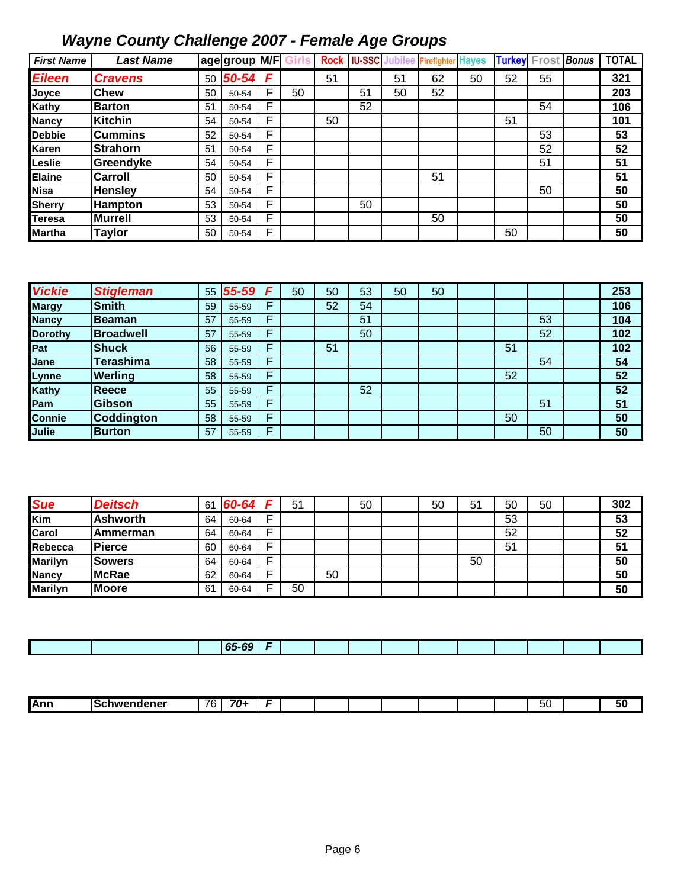## *Wayne County Challenge 2007 - Female Age Groups*

| First Name | Last Name | age | group | M/F | Girls | Rock | IU-SSC | Jubilee | Firefighter | Hayes | Turkey | Frost | Bonus | TOTAL |
|---|---|---|---|---|---|---|---|---|---|---|---|---|---|---|
| ***Eileen*** | ***Cravens*** | 50 | ***50-54*** | ***F*** | | 51 | | 51 | 62 | 50 | 52 | 55 | | **321** |
| **Joyce** | **Chew** | 50 | 50-54 | F | 50 | | 51 | 50 | 52 | | | | | **203** |
| **Kathy** | **Barton** | 51 | 50-54 | F | | | 52 | | | | | 54 | | **106** |
| **Nancy** | **Kitchin** | 54 | 50-54 | F | | 50 | | | | | 51 | | | **101** |
| **Debbie** | **Cummins** | 52 | 50-54 | F | | | | | | | | 53 | | **53** |
| **Karen** | **Strahorn** | 51 | 50-54 | F | | | | | | | | 52 | | **52** |
| **Leslie** | **Greendyke** | 54 | 50-54 | F | | | | | | | | 51 | | **51** |
| **Elaine** | **Carroll** | 50 | 50-54 | F | | | | | 51 | | | | | **51** |
| **Nisa** | **Hensley** | 54 | 50-54 | F | | | | | | | | 50 | | **50** |
| **Sherry** | **Hampton** | 53 | 50-54 | F | | | 50 | | | | | | | **50** |
| **Teresa** | **Murrell** | 53 | 50-54 | F | | | | | 50 | | | | | **50** |
| **Martha** | **Taylor** | 50 | 50-54 | F | | | | | | | 50 | | | **50** |
| | | | | | | | | | | | | | | |
| ***Vickie*** | ***Stigleman*** | 55 | ***55-59*** | ***F*** | 50 | 50 | 53 | 50 | 50 | | | | | **253** |
| **Margy** | **Smith** | 59 | 55-59 | F | | 52 | 54 | | | | | | | **106** |
| **Nancy** | **Beaman** | 57 | 55-59 | F | | | 51 | | | | | 53 | | **104** |
| **Dorothy** | **Broadwell** | 57 | 55-59 | F | | | 50 | | | | | 52 | | **102** |
| **Pat** | **Shuck** | 56 | 55-59 | F | | 51 | | | | | 51 | | | **102** |
| **Jane** | **Terashima** | 58 | 55-59 | F | | | | | | | | 54 | | **54** |
| **Lynne** | **Werling** | 58 | 55-59 | F | | | | | | | 52 | | | **52** |
| **Kathy** | **Reece** | 55 | 55-59 | F | | | 52 | | | | | | | **52** |
| **Pam** | **Gibson** | 55 | 55-59 | F | | | | | | | | 51 | | **51** |
| **Connie** | **Coddington** | 58 | 55-59 | F | | | | | | | 50 | | | **50** |
| **Julie** | **Burton** | 57 | 55-59 | F | | | | | | | | 50 | | **50** |
| | | | | | | | | | | | | | | |
| ***Sue*** | ***Deitsch*** | 61 | ***60-64*** | ***F*** | 51 | | 50 | | 50 | 51 | 50 | 50 | | **302** |
| **Kim** | **Ashworth** | 64 | 60-64 | F | | | | | | | 53 | | | **53** |
| **Carol** | **Ammerman** | 64 | 60-64 | F | | | | | | | 52 | | | **52** |
| **Rebecca** | **Pierce** | 60 | 60-64 | F | | | | | | | 51 | | | **51** |
| **Marilyn** | **Sowers** | 64 | 60-64 | F | | | | | | 50 | | | | **50** |
| **Nancy** | **McRae** | 62 | 60-64 | F | | 50 | | | | | | | | **50** |
| **Marilyn** | **Moore** | 61 | 60-64 | F | 50 | | | | | | | | | **50** |
| | | | | | | | | | | | | | | |
| | | | ***65-69*** | ***F*** | | | | | | | | | | |
| | | | | | | | | | | | | | | |
| **Ann** | **Schwendener** | 76 | ***70+*** | ***F*** | | | | | | | | 50 | | **50** |